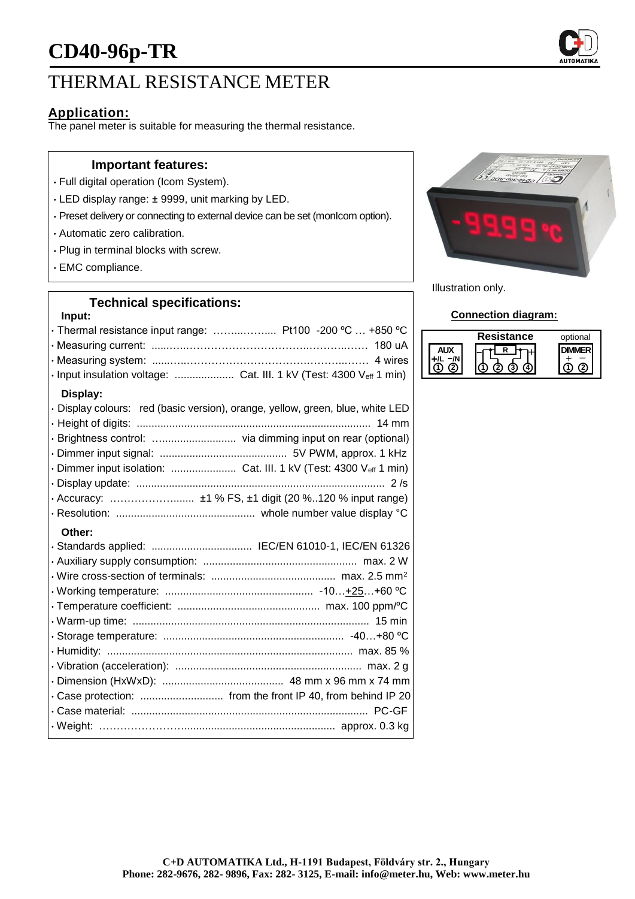# CD40-96p-TR

# THERMAL RESISTANCE METER

## Application:

The panel meter is suitable for measuring the thermal resistance.

### Important features:

- Full digital operation (Icom System).
- LED display range: ± 9999, unit marking by LED.
- Preset delivery or connecting to external device can be set (monIcom option).
- Automatic zero calibration.
- Plug in terminal blocks with screw.
- EMC compliance.

Illustration only.

### Technical specifications:

**Input:**

- Thermal resistance input range: ............ Pt100 -200 ºC … +850 ºC
- Measuring current: .................................................. 180 uA
- Measuring system: .................................................. 4 wires
- Input insulation voltage: .................... Cat. III. 1 kV (Test: 4300 $V_{eff}$ 1 min)

**Display:**

- Display colours: red (basic version), orange, yellow, green, blue, white LED
- Height of digits: ............................................................... 14 mm
- Brightness control: ........................... via dimming input on rear (optional)
- Dimmer input signal: ........................................... 5V PWM, approx. 1 kHz
- Dimmer input isolation: ...................... Cat. III. 1 kV (Test: 4300 $V_{eff}$ 1 min)
- Display update: .................................................................................... 2 /s
- Accuracy: ......................... ±1 % FS, ±1 digit (20 %..120 % input range)
- Resolution: ............................................... whole number value display °C

**Other:**

- Standards applied: .................................. IEC/EN 61010-1, IEC/EN 61326
- Auxiliary supply consumption: .................................................... max. 2 W
- Wire cross-section of terminals: .......................................... max. 2.5 mm²
- Working temperature: .................................................. -10…+25…+60 ºC
- Temperature coefficient: ................................................ max. 100 ppm/ºC
- Warm-up time: ................................................................................ 15 min
- Storage temperature: ............................................................. -40…+80 ºC
- Humidity: ................................................................................... max. 85 %
- Vibration (acceleration): ............................................................... max. 2 g
- Dimension (HxWxD): ......................................... 48 mm x 96 mm x 74 mm
- Case protection: ............................ from the front IP 40, from behind IP 20
- Case material: ................................................................................ PC-GF
- Weight: ............................................................................ approx. 0.3 kg

**Connection diagram:**

| AUX | Resistance | optional DIMMER |
|---|---|---|
| +/L −/N | R | + − |
| ① ② | ① ② ③ ④ | ① ② |

**C+D AUTOMATIKA Ltd., H-1191 Budapest, Földváry str. 2., Hungary**
**Phone: 282-9676, 282- 9896, Fax: 282- 3125, E-mail: info@meter.hu, Web: www.meter.hu**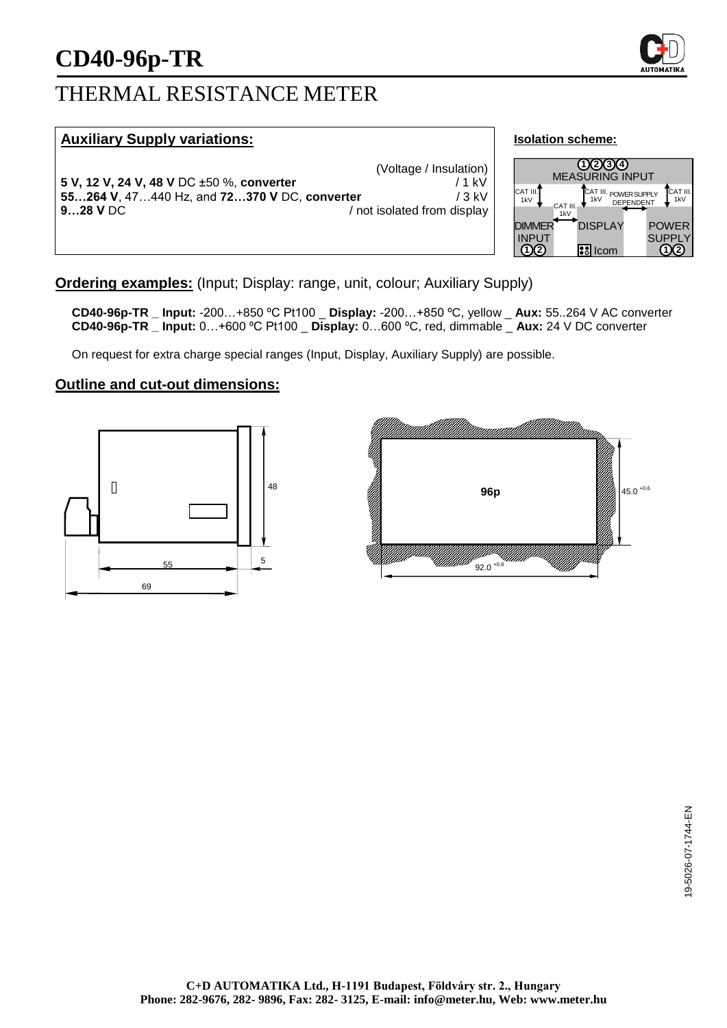# CD40-96p-TR

## THERMAL RESISTANCE METER

**Auxiliary Supply variations:**

(Voltage / Insulation)

**5 V, 12 V, 24 V, 48 V** DC ±50 %, **converter** / 1 kV
**55…264 V**, 47…440 Hz, and **72…370 V** DC, **converter** / 3 kV
**9…28 V** DC / not isolated from display

**Isolation scheme:**

①②③④
MEASURING INPUT
CAT III. 1kV
CAT III. 1kV
CAT III. 1kV
POWER SUPPLY DEPENDENT
CAT III. 1kV
DIMMER INPUT ①②
DISPLAY
Icom
POWER SUPPLY ①②

**Ordering examples:** (Input; Display: range, unit, colour; Auxiliary Supply)

**CD40-96p-TR _ Input:** -200…+850 ºC Pt100 _ **Display:** -200…+850 ºC, yellow _ **Aux:** 55..264 V AC converter
**CD40-96p-TR _ Input:** 0…+600 ºC Pt100 _ **Display:** 0…600 ºC, red, dimmable _ **Aux:** 24 V DC converter

On request for extra charge special ranges (Input, Display, Auxiliary Supply) are possible.

**Outline and cut-out dimensions:**

48
5
55
69

96p
45.0 +0.6
92.0 +0.8

19-5026-07-1744-EN

**C+D AUTOMATIKA Ltd., H-1191 Budapest, Földváry str. 2., Hungary**
**Phone: 282-9676, 282- 9896, Fax: 282- 3125, E-mail: info@meter.hu, Web: www.meter.hu**